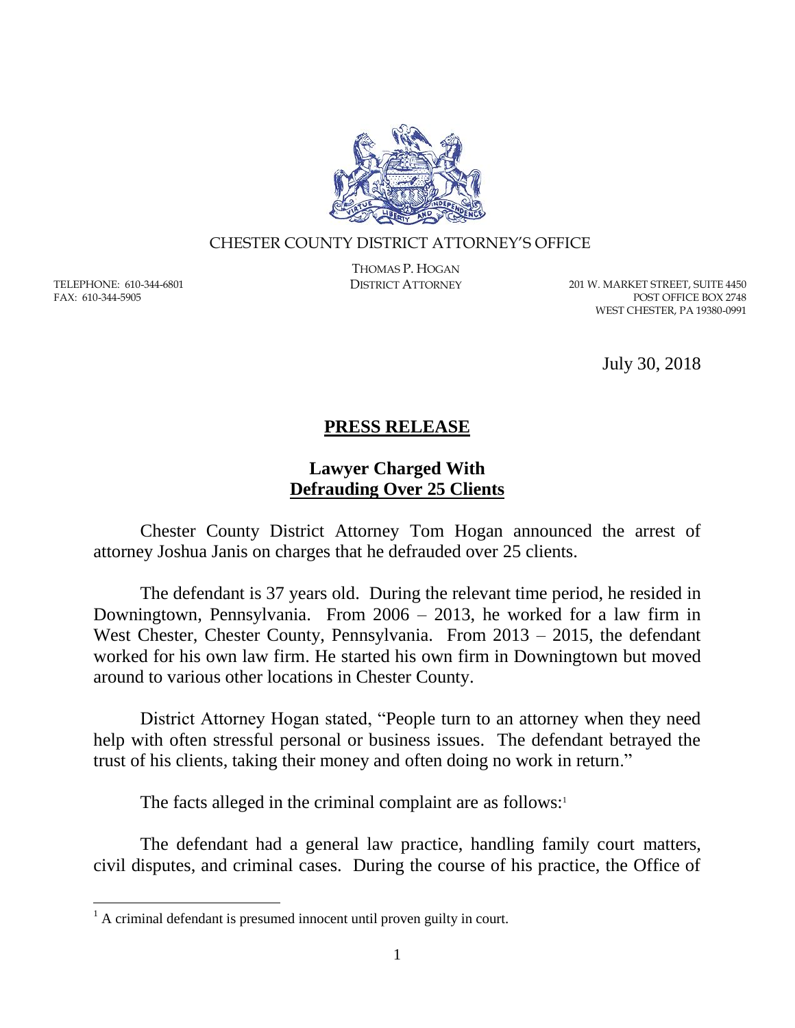CHESTER COUNTY DISTRICT ATTORNEY'S OFFICE

THOMAS P. HOGAN
DISTRICT ATTORNEY

TELEPHONE: 610-344-6801
FAX: 610-344-5905

201 W. MARKET STREET, SUITE 4450
POST OFFICE BOX 2748
WEST CHESTER, PA 19380-0991

July 30, 2018

## **PRESS RELEASE**

### **Lawyer Charged With Defrauding Over 25 Clients**

Chester County District Attorney Tom Hogan announced the arrest of attorney Joshua Janis on charges that he defrauded over 25 clients.

The defendant is 37 years old. During the relevant time period, he resided in Downingtown, Pennsylvania. From 2006 – 2013, he worked for a law firm in West Chester, Chester County, Pennsylvania. From 2013 – 2015, the defendant worked for his own law firm. He started his own firm in Downingtown but moved around to various other locations in Chester County.

District Attorney Hogan stated, "People turn to an attorney when they need help with often stressful personal or business issues. The defendant betrayed the trust of his clients, taking their money and often doing no work in return."

The facts alleged in the criminal complaint are as follows:[1]

The defendant had a general law practice, handling family court matters, civil disputes, and criminal cases. During the course of his practice, the Office of

---

[1] A criminal defendant is presumed innocent until proven guilty in court.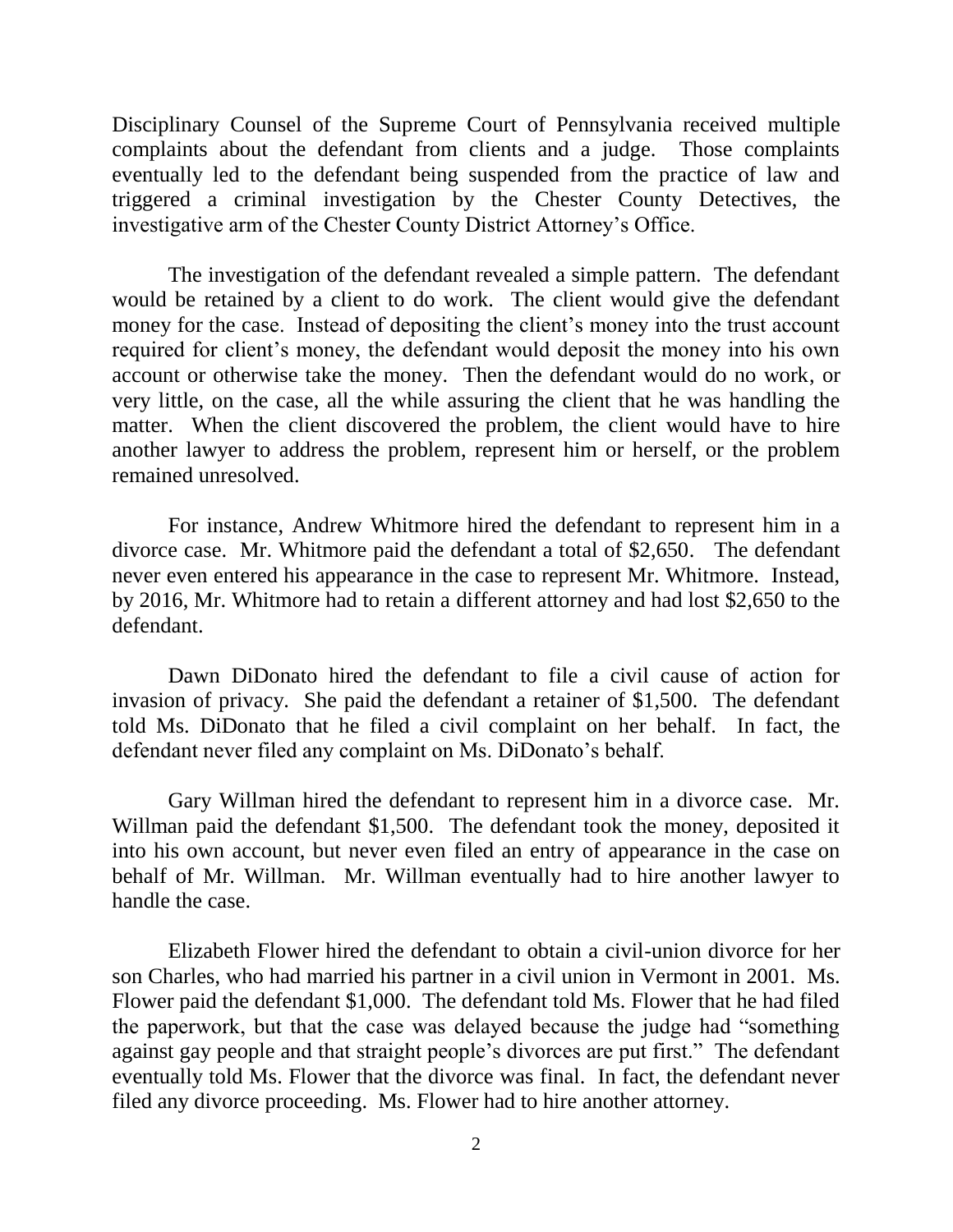Disciplinary Counsel of the Supreme Court of Pennsylvania received multiple complaints about the defendant from clients and a judge. Those complaints eventually led to the defendant being suspended from the practice of law and triggered a criminal investigation by the Chester County Detectives, the investigative arm of the Chester County District Attorney's Office.

The investigation of the defendant revealed a simple pattern. The defendant would be retained by a client to do work. The client would give the defendant money for the case. Instead of depositing the client's money into the trust account required for client's money, the defendant would deposit the money into his own account or otherwise take the money. Then the defendant would do no work, or very little, on the case, all the while assuring the client that he was handling the matter. When the client discovered the problem, the client would have to hire another lawyer to address the problem, represent him or herself, or the problem remained unresolved.

For instance, Andrew Whitmore hired the defendant to represent him in a divorce case. Mr. Whitmore paid the defendant a total of $2,650. The defendant never even entered his appearance in the case to represent Mr. Whitmore. Instead, by 2016, Mr. Whitmore had to retain a different attorney and had lost $2,650 to the defendant.

Dawn DiDonato hired the defendant to file a civil cause of action for invasion of privacy. She paid the defendant a retainer of $1,500. The defendant told Ms. DiDonato that he filed a civil complaint on her behalf. In fact, the defendant never filed any complaint on Ms. DiDonato's behalf.

Gary Willman hired the defendant to represent him in a divorce case. Mr. Willman paid the defendant $1,500. The defendant took the money, deposited it into his own account, but never even filed an entry of appearance in the case on behalf of Mr. Willman. Mr. Willman eventually had to hire another lawyer to handle the case.

Elizabeth Flower hired the defendant to obtain a civil-union divorce for her son Charles, who had married his partner in a civil union in Vermont in 2001. Ms. Flower paid the defendant $1,000. The defendant told Ms. Flower that he had filed the paperwork, but that the case was delayed because the judge had "something against gay people and that straight people's divorces are put first." The defendant eventually told Ms. Flower that the divorce was final. In fact, the defendant never filed any divorce proceeding. Ms. Flower had to hire another attorney.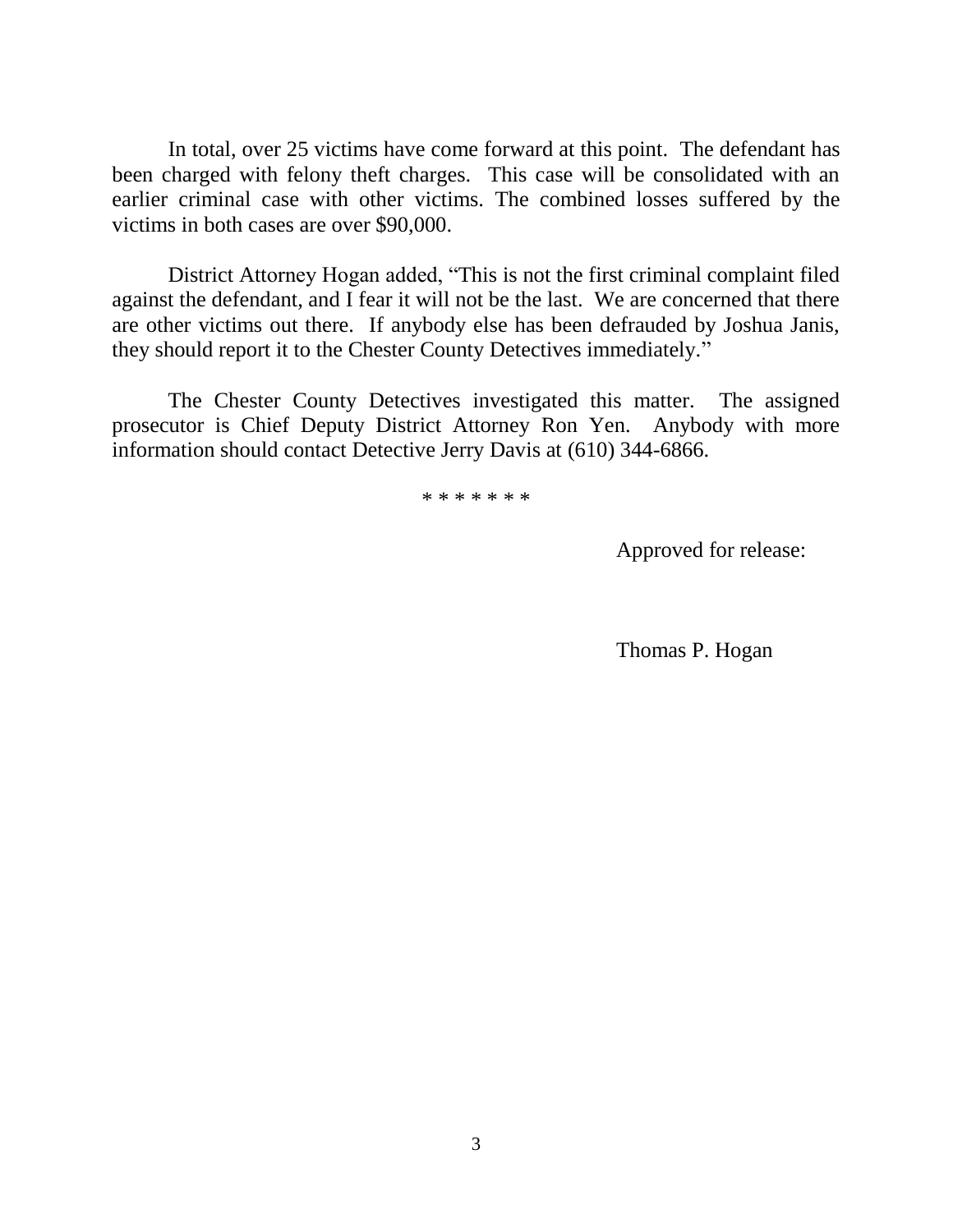In total, over 25 victims have come forward at this point. The defendant has been charged with felony theft charges. This case will be consolidated with an earlier criminal case with other victims. The combined losses suffered by the victims in both cases are over $90,000.

District Attorney Hogan added, "This is not the first criminal complaint filed against the defendant, and I fear it will not be the last. We are concerned that there are other victims out there. If anybody else has been defrauded by Joshua Janis, they should report it to the Chester County Detectives immediately."

The Chester County Detectives investigated this matter. The assigned prosecutor is Chief Deputy District Attorney Ron Yen. Anybody with more information should contact Detective Jerry Davis at (610) 344-6866.

* * * * * * *

Approved for release:

Thomas P. Hogan